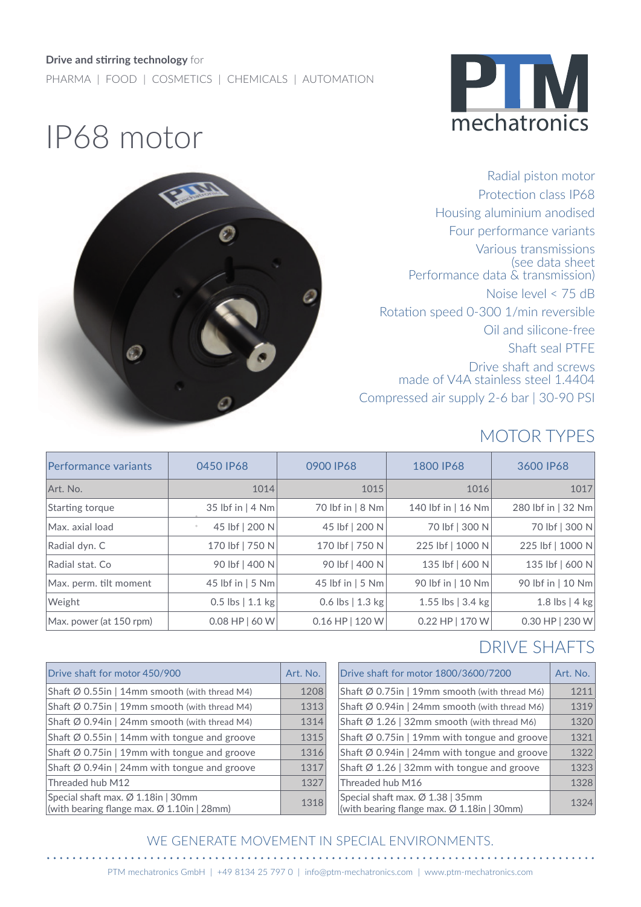**Drive and stirring technology** for

PHARMA | FOOD | COSMETICS | CHEMICALS | AUTOMATION

PTM mechatronics

# IP68 motor

Radial piston motor
Protection class IP68
Housing aluminium anodised
Four performance variants
Various transmissions (see data sheet Performance data & transmission)
Noise level < 75 dB
Rotation speed 0-300 1/min reversible
Oil and silicone-free
Shaft seal PTFE
Drive shaft and screws made of V4A stainless steel 1.4404
Compressed air supply 2-6 bar | 30-90 PSI

## MOTOR TYPES

| Performance variants | 0450 IP68 | 0900 IP68 | 1800 IP68 | 3600 IP68 |
|---|---|---|---|---|
| Art. No. | 1014 | 1015 | 1016 | 1017 |
| Starting torque | 35 lbf in \| 4 Nm | 70 lbf in \| 8 Nm | 140 lbf in \| 16 Nm | 280 lbf in \| 32 Nm |
| Max. axial load | 45 lbf \| 200 N | 45 lbf \| 200 N | 70 lbf \| 300 N | 70 lbf \| 300 N |
| Radial dyn. C | 170 lbf \| 750 N | 170 lbf \| 750 N | 225 lbf \| 1000 N | 225 lbf \| 1000 N |
| Radial stat. Co | 90 lbf \| 400 N | 90 lbf \| 400 N | 135 lbf \| 600 N | 135 lbf \| 600 N |
| Max. perm. tilt moment | 45 lbf in \| 5 Nm | 45 lbf in \| 5 Nm | 90 lbf in \| 10 Nm | 90 lbf in \| 10 Nm |
| Weight | 0.5 lbs \| 1.1 kg | 0.6 lbs \| 1.3 kg | 1.55 lbs \| 3.4 kg | 1.8 lbs \| 4 kg |
| Max. power (at 150 rpm) | 0.08 HP \| 60 W | 0.16 HP \| 120 W | 0.22 HP \| 170 W | 0.30 HP \| 230 W |

## DRIVE SHAFTS

| Drive shaft for motor 450/900 | Art. No. |
|---|---|
| Shaft Ø 0.55in \| 14mm smooth (with thread M4) | 1208 |
| Shaft Ø 0.75in \| 19mm smooth (with thread M4) | 1313 |
| Shaft Ø 0.94in \| 24mm smooth (with thread M4) | 1314 |
| Shaft Ø 0.55in \| 14mm with tongue and groove | 1315 |
| Shaft Ø 0.75in \| 19mm with tongue and groove | 1316 |
| Shaft Ø 0.94in \| 24mm with tongue and groove | 1317 |
| Threaded hub M12 | 1327 |
| Special shaft max. Ø 1.18in \| 30mm (with bearing flange max. Ø 1.10in \| 28mm) | 1318 |

| Drive shaft for motor 1800/3600/7200 | Art. No. |
|---|---|
| Shaft Ø 0.75in \| 19mm smooth (with thread M6) | 1211 |
| Shaft Ø 0.94in \| 24mm smooth (with thread M6) | 1319 |
| Shaft Ø 1.26 \| 32mm smooth (with thread M6) | 1320 |
| Shaft Ø 0.75in \| 19mm with tongue and groove | 1321 |
| Shaft Ø 0.94in \| 24mm with tongue and groove | 1322 |
| Shaft Ø 1.26 \| 32mm with tongue and groove | 1323 |
| Threaded hub M16 | 1328 |
| Special shaft max. Ø 1.38 \| 35mm (with bearing flange max. Ø 1.18in \| 30mm) | 1324 |

WE GENERATE MOVEMENT IN SPECIAL ENVIRONMENTS.

PTM mechatronics GmbH | +49 8134 25 797 0 | info@ptm-mechatronics.com | www.ptm-mechatronics.com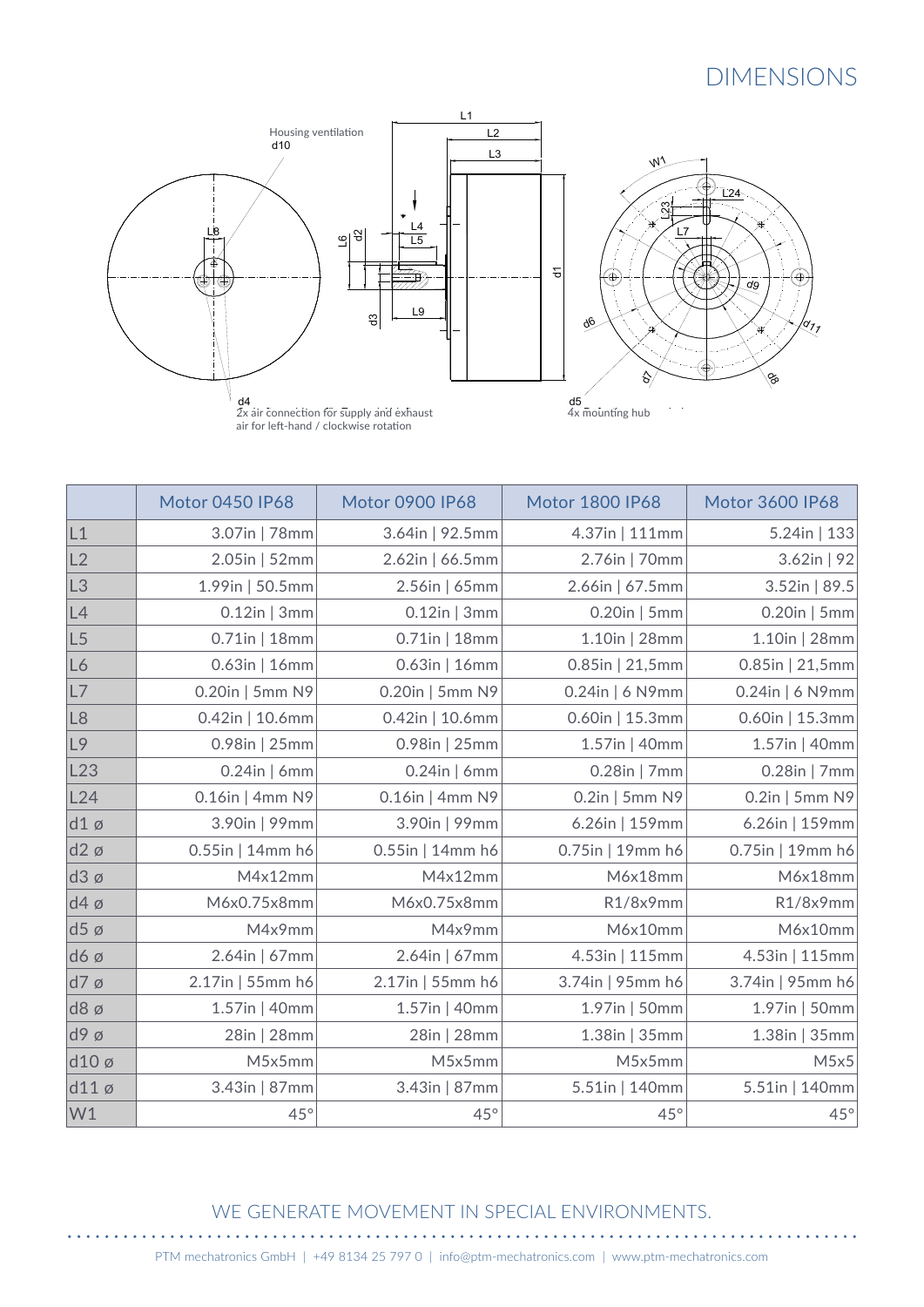# DIMENSIONS

Housing ventilation
d10

L1
L2
L3
L4
L5
L6
L8
L9
d1
d2
d3

d4
2x air connection for supply and exhaust air for left-hand / clockwise rotation

W1
L24
L23
L7
d5
4x mounting hub
d6
d7
d8
d9
d11

| | Motor 0450 IP68 | Motor 0900 IP68 | Motor 1800 IP68 | Motor 3600 IP68 |
|---|---|---|---|---|
| L1 | 3.07in \| 78mm | 3.64in \| 92.5mm | 4.37in \| 111mm | 5.24in \| 133 |
| L2 | 2.05in \| 52mm | 2.62in \| 66.5mm | 2.76in \| 70mm | 3.62in \| 92 |
| L3 | 1.99in \| 50.5mm | 2.56in \| 65mm | 2.66in \| 67.5mm | 3.52in \| 89.5 |
| L4 | 0.12in \| 3mm | 0.12in \| 3mm | 0.20in \| 5mm | 0.20in \| 5mm |
| L5 | 0.71in \| 18mm | 0.71in \| 18mm | 1.10in \| 28mm | 1.10in \| 28mm |
| L6 | 0.63in \| 16mm | 0.63in \| 16mm | 0.85in \| 21,5mm | 0.85in \| 21,5mm |
| L7 | 0.20in \| 5mm N9 | 0.20in \| 5mm N9 | 0.24in \| 6 N9mm | 0.24in \| 6 N9mm |
| L8 | 0.42in \| 10.6mm | 0.42in \| 10.6mm | 0.60in \| 15.3mm | 0.60in \| 15.3mm |
| L9 | 0.98in \| 25mm | 0.98in \| 25mm | 1.57in \| 40mm | 1.57in \| 40mm |
| L23 | 0.24in \| 6mm | 0.24in \| 6mm | 0.28in \| 7mm | 0.28in \| 7mm |
| L24 | 0.16in \| 4mm N9 | 0.16in \| 4mm N9 | 0.2in \| 5mm N9 | 0.2in \| 5mm N9 |
| d1 ø | 3.90in \| 99mm | 3.90in \| 99mm | 6.26in \| 159mm | 6.26in \| 159mm |
| d2 ø | 0.55in \| 14mm h6 | 0.55in \| 14mm h6 | 0.75in \| 19mm h6 | 0.75in \| 19mm h6 |
| d3 ø | M4x12mm | M4x12mm | M6x18mm | M6x18mm |
| d4 ø | M6x0.75x8mm | M6x0.75x8mm | R1/8x9mm | R1/8x9mm |
| d5 ø | M4x9mm | M4x9mm | M6x10mm | M6x10mm |
| d6 ø | 2.64in \| 67mm | 2.64in \| 67mm | 4.53in \| 115mm | 4.53in \| 115mm |
| d7 ø | 2.17in \| 55mm h6 | 2.17in \| 55mm h6 | 3.74in \| 95mm h6 | 3.74in \| 95mm h6 |
| d8 ø | 1.57in \| 40mm | 1.57in \| 40mm | 1.97in \| 50mm | 1.97in \| 50mm |
| d9 ø | 28in \| 28mm | 28in \| 28mm | 1.38in \| 35mm | 1.38in \| 35mm |
| d10 ø | M5x5mm | M5x5mm | M5x5mm | M5x5 |
| d11 ø | 3.43in \| 87mm | 3.43in \| 87mm | 5.51in \| 140mm | 5.51in \| 140mm |
| W1 | 45° | 45° | 45° | 45° |

WE GENERATE MOVEMENT IN SPECIAL ENVIRONMENTS.

PTM mechatronics GmbH | +49 8134 25 797 0 | info@ptm-mechatronics.com | www.ptm-mechatronics.com